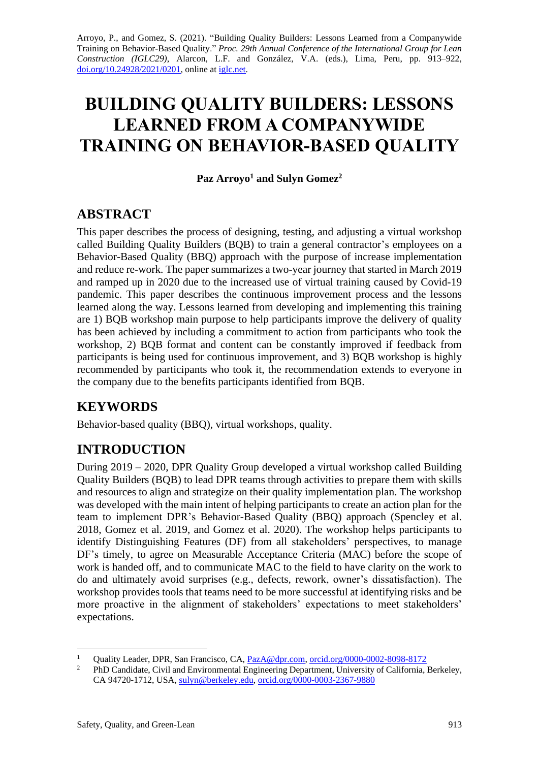Arroyo, P., and Gomez, S. (2021). "Building Quality Builders: Lessons Learned from a Companywide Training on Behavior-Based Quality." *Proc. 29th Annual Conference of the International Group for Lean Construction (IGLC29)*, Alarcon, L.F. and González, V.A. (eds.), Lima, Peru, pp. 913–922, doi.org/10.24928/2021/0201, online at iglc.net.

# BUILDING QUALITY BUILDERS: LESSONS LEARNED FROM A COMPANYWIDE TRAINING ON BEHAVIOR-BASED QUALITY

**Paz Arroyo[1] and Sulyn Gomez[2]**

## ABSTRACT

This paper describes the process of designing, testing, and adjusting a virtual workshop called Building Quality Builders (BQB) to train a general contractor's employees on a Behavior-Based Quality (BBQ) approach with the purpose of increase implementation and reduce re-work. The paper summarizes a two-year journey that started in March 2019 and ramped up in 2020 due to the increased use of virtual training caused by Covid-19 pandemic. This paper describes the continuous improvement process and the lessons learned along the way. Lessons learned from developing and implementing this training are 1) BQB workshop main purpose to help participants improve the delivery of quality has been achieved by including a commitment to action from participants who took the workshop, 2) BQB format and content can be constantly improved if feedback from participants is being used for continuous improvement, and 3) BQB workshop is highly recommended by participants who took it, the recommendation extends to everyone in the company due to the benefits participants identified from BQB.

## KEYWORDS

Behavior-based quality (BBQ), virtual workshops, quality.

## INTRODUCTION

During 2019 – 2020, DPR Quality Group developed a virtual workshop called Building Quality Builders (BQB) to lead DPR teams through activities to prepare them with skills and resources to align and strategize on their quality implementation plan. The workshop was developed with the main intent of helping participants to create an action plan for the team to implement DPR's Behavior-Based Quality (BBQ) approach (Spencley et al. 2018, Gomez et al. 2019, and Gomez et al. 2020). The workshop helps participants to identify Distinguishing Features (DF) from all stakeholders' perspectives, to manage DF's timely, to agree on Measurable Acceptance Criteria (MAC) before the scope of work is handed off, and to communicate MAC to the field to have clarity on the work to do and ultimately avoid surprises (e.g., defects, rework, owner's dissatisfaction). The workshop provides tools that teams need to be more successful at identifying risks and be more proactive in the alignment of stakeholders' expectations to meet stakeholders' expectations.

---

[1] Quality Leader, DPR, San Francisco, CA, PazA@dpr.com, orcid.org/0000-0002-8098-8172

[2] PhD Candidate, Civil and Environmental Engineering Department, University of California, Berkeley, CA 94720-1712, USA, sulyn@berkeley.edu, orcid.org/0000-0003-2367-9880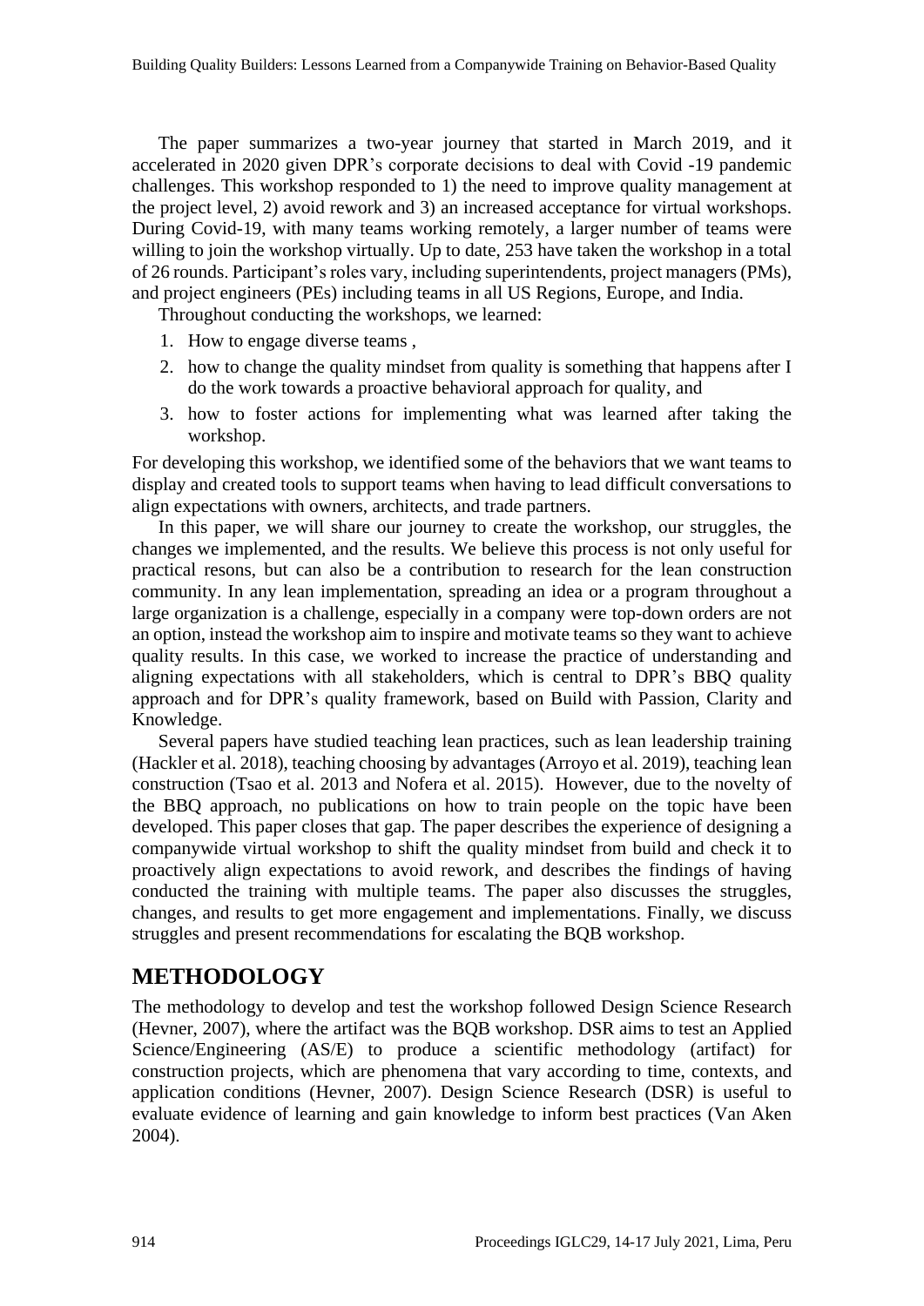The paper summarizes a two-year journey that started in March 2019, and it accelerated in 2020 given DPR's corporate decisions to deal with Covid -19 pandemic challenges. This workshop responded to 1) the need to improve quality management at the project level, 2) avoid rework and 3) an increased acceptance for virtual workshops. During Covid-19, with many teams working remotely, a larger number of teams were willing to join the workshop virtually. Up to date, 253 have taken the workshop in a total of 26 rounds. Participant's roles vary, including superintendents, project managers (PMs), and project engineers (PEs) including teams in all US Regions, Europe, and India.

Throughout conducting the workshops, we learned:

1. How to engage diverse teams ,
2. how to change the quality mindset from quality is something that happens after I do the work towards a proactive behavioral approach for quality, and
3. how to foster actions for implementing what was learned after taking the workshop.

For developing this workshop, we identified some of the behaviors that we want teams to display and created tools to support teams when having to lead difficult conversations to align expectations with owners, architects, and trade partners.

In this paper, we will share our journey to create the workshop, our struggles, the changes we implemented, and the results. We believe this process is not only useful for practical resons, but can also be a contribution to research for the lean construction community. In any lean implementation, spreading an idea or a program throughout a large organization is a challenge, especially in a company were top-down orders are not an option, instead the workshop aim to inspire and motivate teams so they want to achieve quality results. In this case, we worked to increase the practice of understanding and aligning expectations with all stakeholders, which is central to DPR's BBQ quality approach and for DPR's quality framework, based on Build with Passion, Clarity and Knowledge.

Several papers have studied teaching lean practices, such as lean leadership training (Hackler et al. 2018), teaching choosing by advantages (Arroyo et al. 2019), teaching lean construction (Tsao et al. 2013 and Nofera et al. 2015). However, due to the novelty of the BBQ approach, no publications on how to train people on the topic have been developed. This paper closes that gap. The paper describes the experience of designing a companywide virtual workshop to shift the quality mindset from build and check it to proactively align expectations to avoid rework, and describes the findings of having conducted the training with multiple teams. The paper also discusses the struggles, changes, and results to get more engagement and implementations. Finally, we discuss struggles and present recommendations for escalating the BQB workshop.

## METHODOLOGY

The methodology to develop and test the workshop followed Design Science Research (Hevner, 2007), where the artifact was the BQB workshop. DSR aims to test an Applied Science/Engineering (AS/E) to produce a scientific methodology (artifact) for construction projects, which are phenomena that vary according to time, contexts, and application conditions (Hevner, 2007). Design Science Research (DSR) is useful to evaluate evidence of learning and gain knowledge to inform best practices (Van Aken 2004).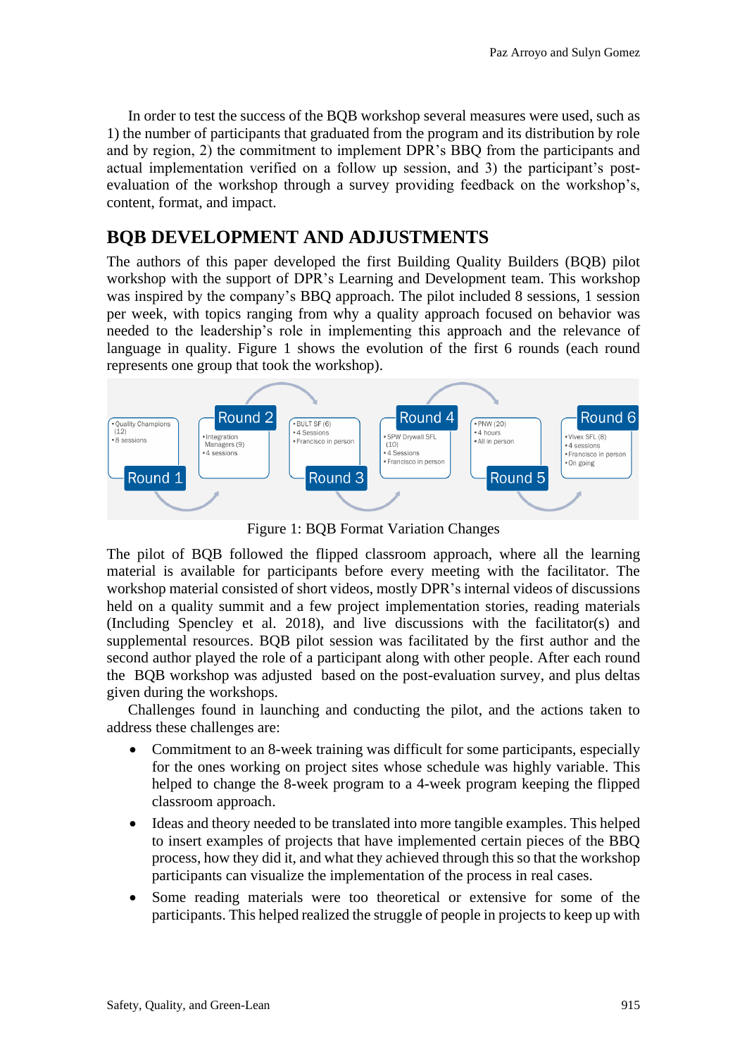In order to test the success of the BQB workshop several measures were used, such as 1) the number of participants that graduated from the program and its distribution by role and by region, 2) the commitment to implement DPR's BBQ from the participants and actual implementation verified on a follow up session, and 3) the participant's post-evaluation of the workshop through a survey providing feedback on the workshop's, content, format, and impact.

## BQB DEVELOPMENT AND ADJUSTMENTS

The authors of this paper developed the first Building Quality Builders (BQB) pilot workshop with the support of DPR's Learning and Development team. This workshop was inspired by the company's BBQ approach. The pilot included 8 sessions, 1 session per week, with topics ranging from why a quality approach focused on behavior was needed to the leadership's role in implementing this approach and the relevance of language in quality. Figure 1 shows the evolution of the first 6 rounds (each round represents one group that took the workshop).

Round 1
- Quality Champions (12)
- 8 sessions

Round 2
- Integration Managers (9)
- 4 sessions

Round 3
- BULT SF (6)
- 4 Sessions
- Francisco in person

Round 4
- SPW Drywall SFL (10)
- 4 Sessions
- Francisco in person

Round 5
- PNW (20)
- 4 hours
- All in person

Round 6
- Vivex SFL (8)
- 4 sessions
- Francisco in person
- On going

Figure 1: BQB Format Variation Changes

The pilot of BQB followed the flipped classroom approach, where all the learning material is available for participants before every meeting with the facilitator. The workshop material consisted of short videos, mostly DPR's internal videos of discussions held on a quality summit and a few project implementation stories, reading materials (Including Spencley et al. 2018), and live discussions with the facilitator(s) and supplemental resources. BQB pilot session was facilitated by the first author and the second author played the role of a participant along with other people. After each round the BQB workshop was adjusted based on the post-evaluation survey, and plus deltas given during the workshops.

Challenges found in launching and conducting the pilot, and the actions taken to address these challenges are:

- Commitment to an 8-week training was difficult for some participants, especially for the ones working on project sites whose schedule was highly variable. This helped to change the 8-week program to a 4-week program keeping the flipped classroom approach.
- Ideas and theory needed to be translated into more tangible examples. This helped to insert examples of projects that have implemented certain pieces of the BBQ process, how they did it, and what they achieved through this so that the workshop participants can visualize the implementation of the process in real cases.
- Some reading materials were too theoretical or extensive for some of the participants. This helped realized the struggle of people in projects to keep up with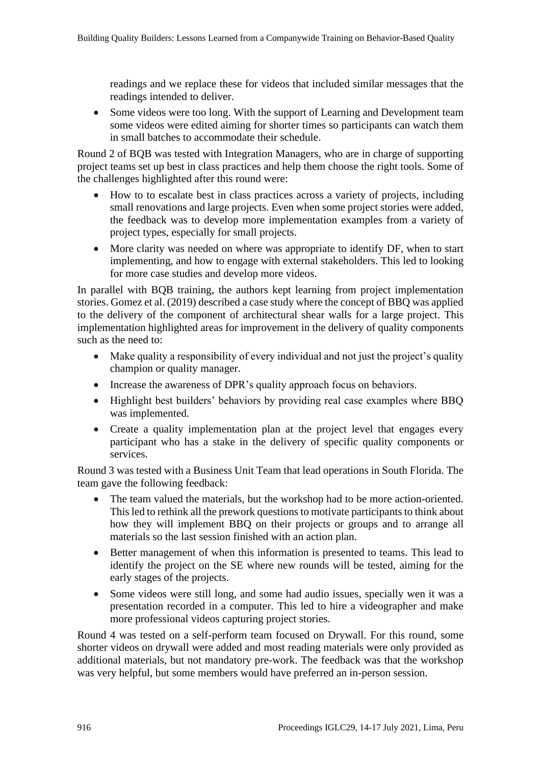readings and we replace these for videos that included similar messages that the readings intended to deliver.

- Some videos were too long. With the support of Learning and Development team some videos were edited aiming for shorter times so participants can watch them in small batches to accommodate their schedule.

Round 2 of BQB was tested with Integration Managers, who are in charge of supporting project teams set up best in class practices and help them choose the right tools. Some of the challenges highlighted after this round were:

- How to to escalate best in class practices across a variety of projects, including small renovations and large projects. Even when some project stories were added, the feedback was to develop more implementation examples from a variety of project types, especially for small projects.
- More clarity was needed on where was appropriate to identify DF, when to start implementing, and how to engage with external stakeholders. This led to looking for more case studies and develop more videos.

In parallel with BQB training, the authors kept learning from project implementation stories. Gomez et al. (2019) described a case study where the concept of BBQ was applied to the delivery of the component of architectural shear walls for a large project. This implementation highlighted areas for improvement in the delivery of quality components such as the need to:

- Make quality a responsibility of every individual and not just the project's quality champion or quality manager.
- Increase the awareness of DPR's quality approach focus on behaviors.
- Highlight best builders' behaviors by providing real case examples where BBQ was implemented.
- Create a quality implementation plan at the project level that engages every participant who has a stake in the delivery of specific quality components or services.

Round 3 was tested with a Business Unit Team that lead operations in South Florida. The team gave the following feedback:

- The team valued the materials, but the workshop had to be more action-oriented. This led to rethink all the prework questions to motivate participants to think about how they will implement BBQ on their projects or groups and to arrange all materials so the last session finished with an action plan.
- Better management of when this information is presented to teams. This lead to identify the project on the SE where new rounds will be tested, aiming for the early stages of the projects.
- Some videos were still long, and some had audio issues, specially wen it was a presentation recorded in a computer. This led to hire a videographer and make more professional videos capturing project stories.

Round 4 was tested on a self-perform team focused on Drywall. For this round, some shorter videos on drywall were added and most reading materials were only provided as additional materials, but not mandatory pre-work. The feedback was that the workshop was very helpful, but some members would have preferred an in-person session.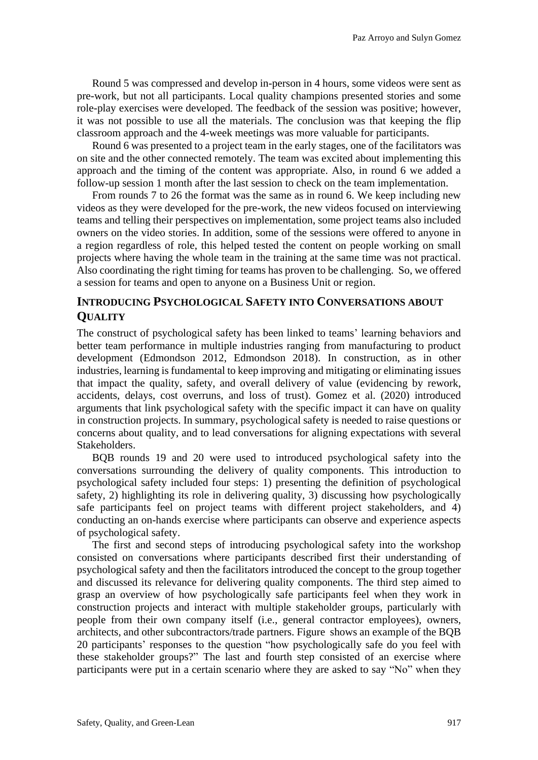Round 5 was compressed and develop in-person in 4 hours, some videos were sent as pre-work, but not all participants. Local quality champions presented stories and some role-play exercises were developed. The feedback of the session was positive; however, it was not possible to use all the materials. The conclusion was that keeping the flip classroom approach and the 4-week meetings was more valuable for participants.

Round 6 was presented to a project team in the early stages, one of the facilitators was on site and the other connected remotely. The team was excited about implementing this approach and the timing of the content was appropriate. Also, in round 6 we added a follow-up session 1 month after the last session to check on the team implementation.

From rounds 7 to 26 the format was the same as in round 6. We keep including new videos as they were developed for the pre-work, the new videos focused on interviewing teams and telling their perspectives on implementation, some project teams also included owners on the video stories. In addition, some of the sessions were offered to anyone in a region regardless of role, this helped tested the content on people working on small projects where having the whole team in the training at the same time was not practical. Also coordinating the right timing for teams has proven to be challenging. So, we offered a session for teams and open to anyone on a Business Unit or region.

## INTRODUCING PSYCHOLOGICAL SAFETY INTO CONVERSATIONS ABOUT QUALITY

The construct of psychological safety has been linked to teams' learning behaviors and better team performance in multiple industries ranging from manufacturing to product development (Edmondson 2012, Edmondson 2018). In construction, as in other industries, learning is fundamental to keep improving and mitigating or eliminating issues that impact the quality, safety, and overall delivery of value (evidencing by rework, accidents, delays, cost overruns, and loss of trust). Gomez et al. (2020) introduced arguments that link psychological safety with the specific impact it can have on quality in construction projects. In summary, psychological safety is needed to raise questions or concerns about quality, and to lead conversations for aligning expectations with several Stakeholders.

BQB rounds 19 and 20 were used to introduced psychological safety into the conversations surrounding the delivery of quality components. This introduction to psychological safety included four steps: 1) presenting the definition of psychological safety, 2) highlighting its role in delivering quality, 3) discussing how psychologically safe participants feel on project teams with different project stakeholders, and 4) conducting an on-hands exercise where participants can observe and experience aspects of psychological safety.

The first and second steps of introducing psychological safety into the workshop consisted on conversations where participants described first their understanding of psychological safety and then the facilitators introduced the concept to the group together and discussed its relevance for delivering quality components. The third step aimed to grasp an overview of how psychologically safe participants feel when they work in construction projects and interact with multiple stakeholder groups, particularly with people from their own company itself (i.e., general contractor employees), owners, architects, and other subcontractors/trade partners. Figure shows an example of the BQB 20 participants' responses to the question "how psychologically safe do you feel with these stakeholder groups?" The last and fourth step consisted of an exercise where participants were put in a certain scenario where they are asked to say "No" when they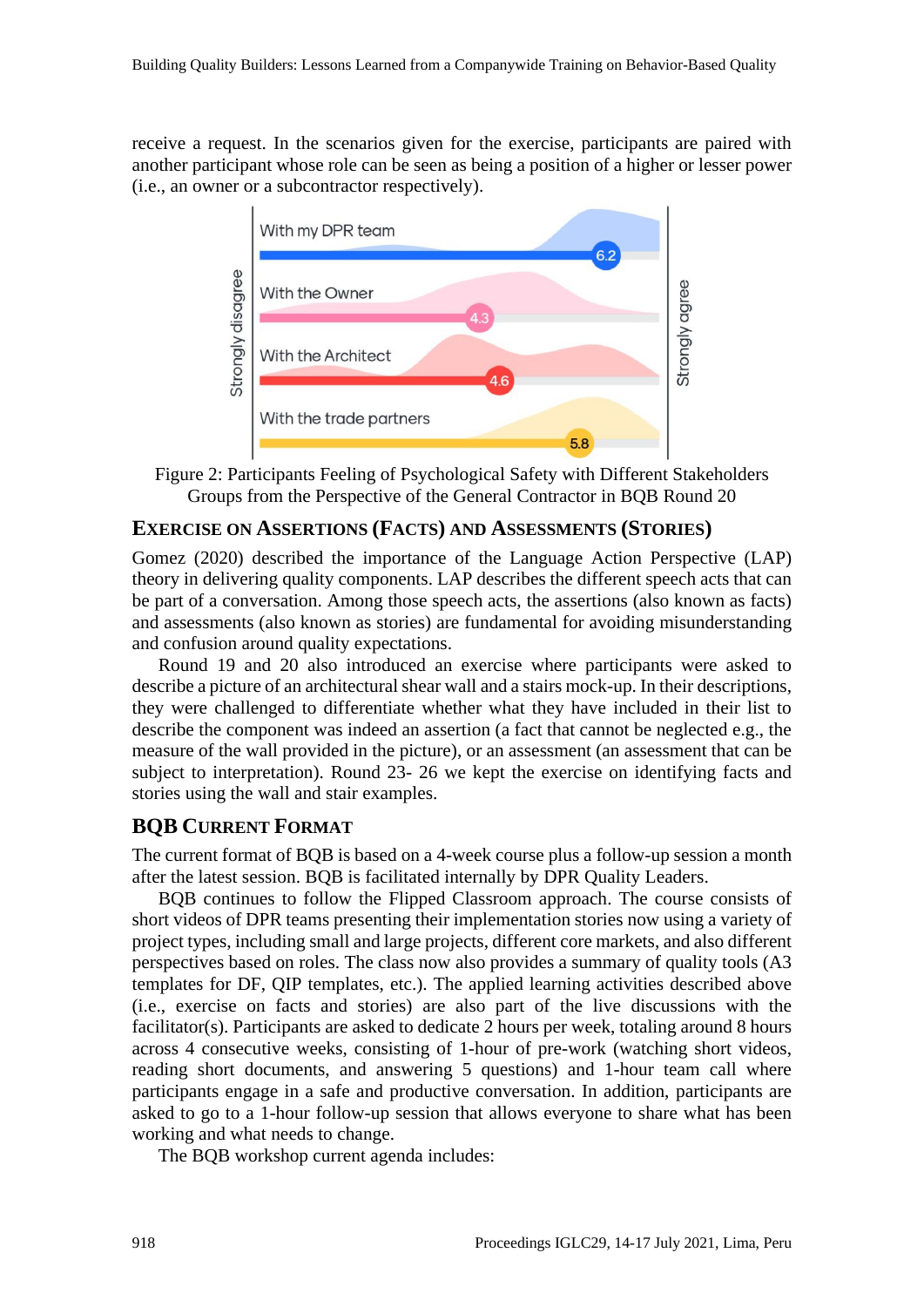receive a request. In the scenarios given for the exercise, participants are paired with another participant whose role can be seen as being a position of a higher or lesser power (i.e., an owner or a subcontractor respectively).

Figure 2: Participants Feeling of Psychological Safety with Different Stakeholders Groups from the Perspective of the General Contractor in BQB Round 20

## Exercise on Assertions (Facts) and Assessments (Stories)

Gomez (2020) described the importance of the Language Action Perspective (LAP) theory in delivering quality components. LAP describes the different speech acts that can be part of a conversation. Among those speech acts, the assertions (also known as facts) and assessments (also known as stories) are fundamental for avoiding misunderstanding and confusion around quality expectations.

Round 19 and 20 also introduced an exercise where participants were asked to describe a picture of an architectural shear wall and a stairs mock-up. In their descriptions, they were challenged to differentiate whether what they have included in their list to describe the component was indeed an assertion (a fact that cannot be neglected e.g., the measure of the wall provided in the picture), or an assessment (an assessment that can be subject to interpretation). Round 23- 26 we kept the exercise on identifying facts and stories using the wall and stair examples.

## BQB Current Format

The current format of BQB is based on a 4-week course plus a follow-up session a month after the latest session. BQB is facilitated internally by DPR Quality Leaders.

BQB continues to follow the Flipped Classroom approach. The course consists of short videos of DPR teams presenting their implementation stories now using a variety of project types, including small and large projects, different core markets, and also different perspectives based on roles. The class now also provides a summary of quality tools (A3 templates for DF, QIP templates, etc.). The applied learning activities described above (i.e., exercise on facts and stories) are also part of the live discussions with the facilitator(s). Participants are asked to dedicate 2 hours per week, totaling around 8 hours across 4 consecutive weeks, consisting of 1-hour of pre-work (watching short videos, reading short documents, and answering 5 questions) and 1-hour team call where participants engage in a safe and productive conversation. In addition, participants are asked to go to a 1-hour follow-up session that allows everyone to share what has been working and what needs to change.

The BQB workshop current agenda includes: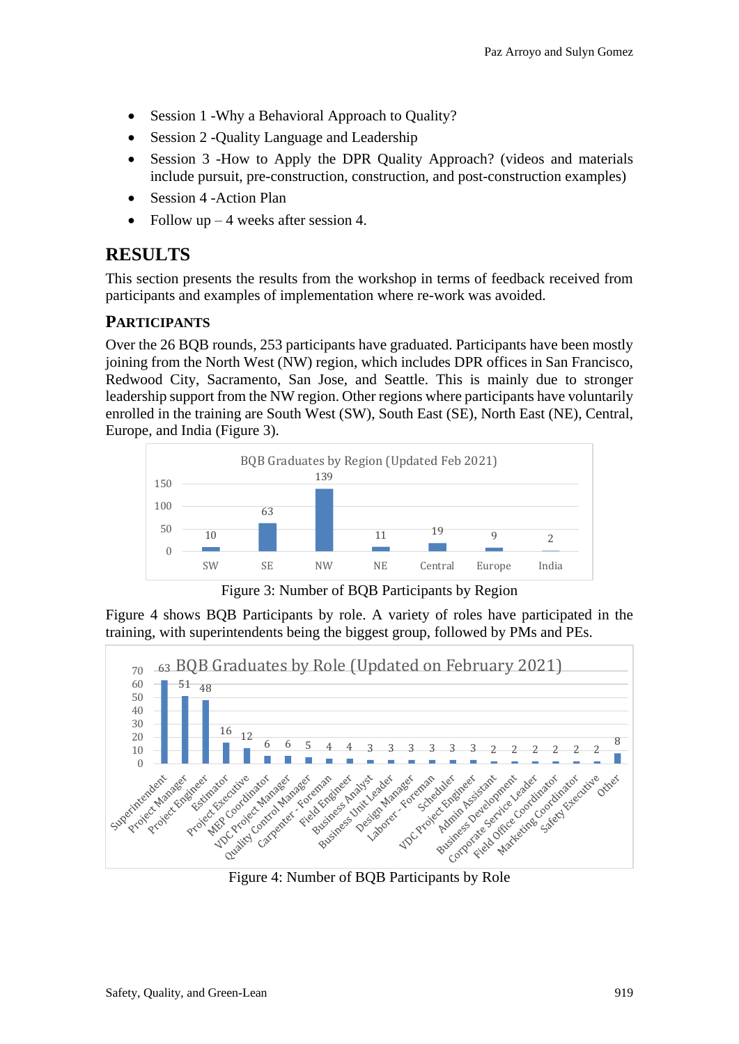- Session 1 -Why a Behavioral Approach to Quality?
- Session 2 -Quality Language and Leadership
- Session 3 -How to Apply the DPR Quality Approach? (videos and materials include pursuit, pre-construction, construction, and post-construction examples)
- Session 4 -Action Plan
- Follow up – 4 weeks after session 4.

# RESULTS

This section presents the results from the workshop in terms of feedback received from participants and examples of implementation where re-work was avoided.

## PARTICIPANTS

Over the 26 BQB rounds, 253 participants have graduated. Participants have been mostly joining from the North West (NW) region, which includes DPR offices in San Francisco, Redwood City, Sacramento, San Jose, and Seattle. This is mainly due to stronger leadership support from the NW region. Other regions where participants have voluntarily enrolled in the training are South West (SW), South East (SE), North East (NE), Central, Europe, and India (Figure 3).

BQB Graduates by Region (Updated Feb 2021)

| Region | SW | SE | NW | NE | Central | Europe | India |
|---|---|---|---|---|---|---|---|
| Graduates | 10 | 63 | 139 | 11 | 19 | 9 | 2 |

Figure 3: Number of BQB Participants by Region

Figure 4 shows BQB Participants by role. A variety of roles have participated in the training, with superintendents being the biggest group, followed by PMs and PEs.

BQB Graduates by Role (Updated on February 2021)

| Role | Graduates |
|---|---|
| Superintendent | 63 |
| Project Manager | 51 |
| Project Engineer | 48 |
| Estimator | 16 |
| Project Executive | 12 |
| MEP Coordinator | 6 |
| VDC Project Manager | 6 |
| Quality Control Manager | 5 |
| Carpenter - Foreman | 4 |
| Field Engineer | 4 |
| Business Analyst | 3 |
| Business Unit Leader | 3 |
| Design Manager | 3 |
| Laborer - Foreman | 3 |
| Scheduler | 3 |
| VDC Project Engineer | 3 |
| Admin Assistant | 2 |
| Business Development | 2 |
| Corporate Service Leader | 2 |
| Field Office Coordinator | 2 |
| Marketing Coordinator | 2 |
| Safety Executive | 2 |
| Other | 8 |

Figure 4: Number of BQB Participants by Role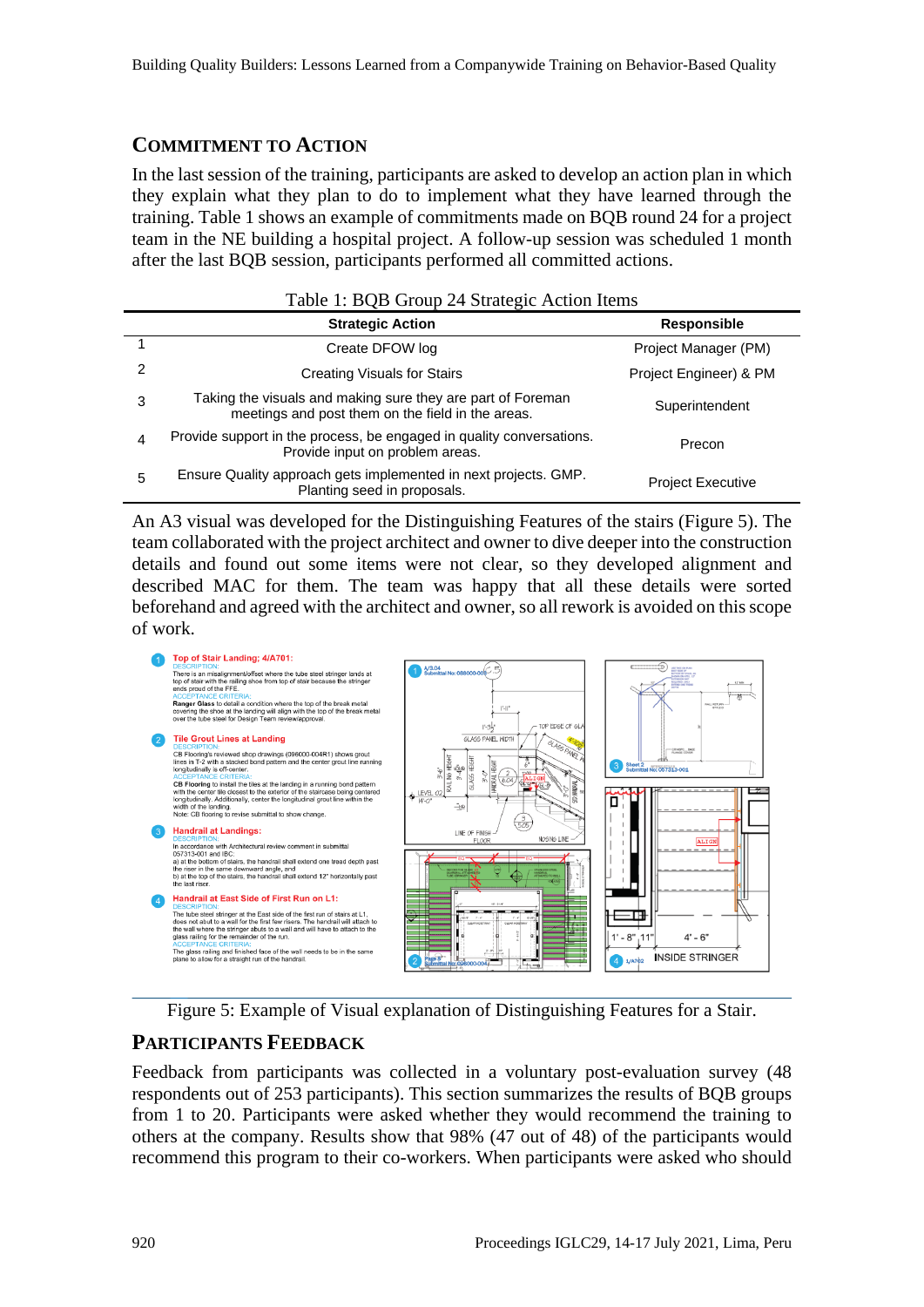## COMMITMENT TO ACTION

In the last session of the training, participants are asked to develop an action plan in which they explain what they plan to do to implement what they have learned through the training. Table 1 shows an example of commitments made on BQB round 24 for a project team in the NE building a hospital project. A follow-up session was scheduled 1 month after the last BQB session, participants performed all committed actions.

Table 1: BQB Group 24 Strategic Action Items

| | Strategic Action | Responsible |
|---|---|---|
| 1 | Create DFOW log | Project Manager (PM) |
| 2 | Creating Visuals for Stairs | Project Engineer) & PM |
| 3 | Taking the visuals and making sure they are part of Foreman meetings and post them on the field in the areas. | Superintendent |
| 4 | Provide support in the process, be engaged in quality conversations. Provide input on problem areas. | Precon |
| 5 | Ensure Quality approach gets implemented in next projects. GMP. Planting seed in proposals. | Project Executive |

An A3 visual was developed for the Distinguishing Features of the stairs (Figure 5). The team collaborated with the project architect and owner to dive deeper into the construction details and found out some items were not clear, so they developed alignment and described MAC for them. The team was happy that all these details were sorted beforehand and agreed with the architect and owner, so all rework is avoided on this scope of work.

Figure 5: Example of Visual explanation of Distinguishing Features for a Stair.

## PARTICIPANTS FEEDBACK

Feedback from participants was collected in a voluntary post-evaluation survey (48 respondents out of 253 participants). This section summarizes the results of BQB groups from 1 to 20. Participants were asked whether they would recommend the training to others at the company. Results show that 98% (47 out of 48) of the participants would recommend this program to their co-workers. When participants were asked who should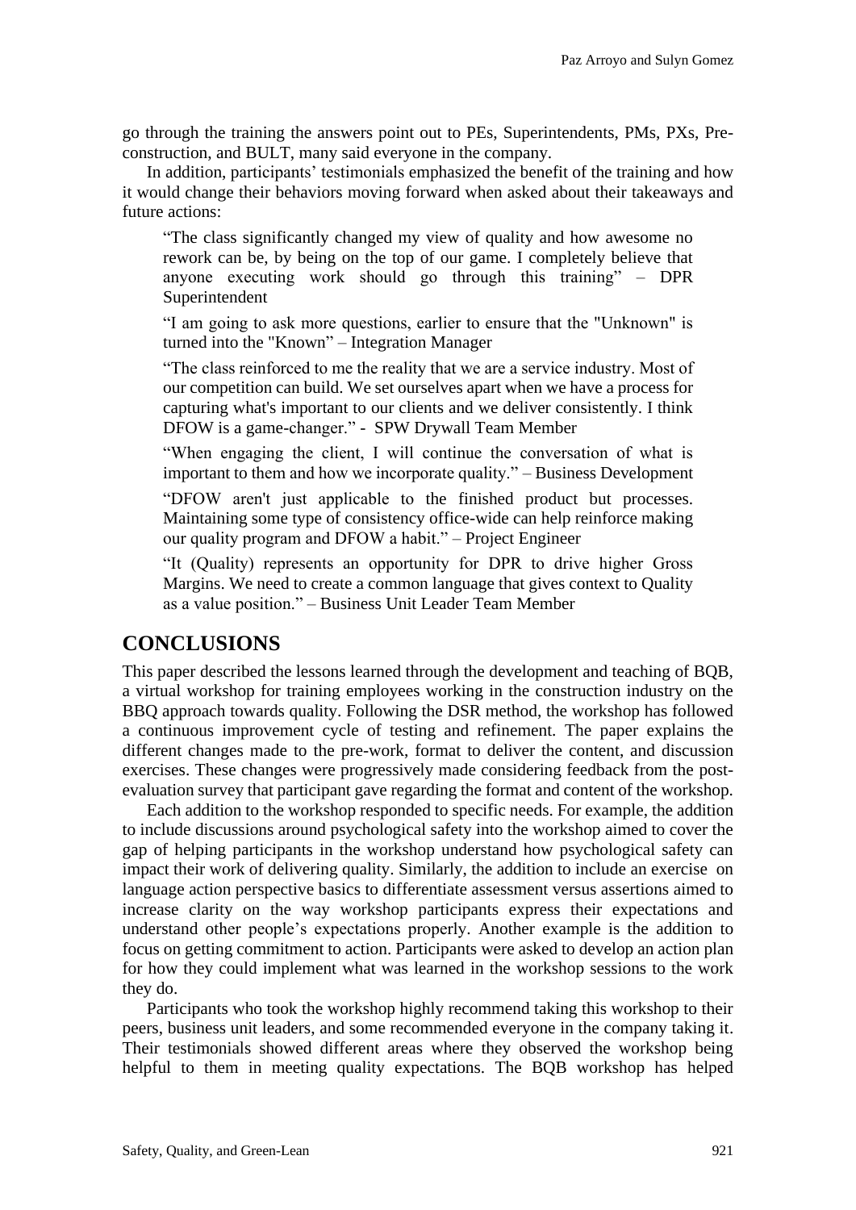go through the training the answers point out to PEs, Superintendents, PMs, PXs, Pre-construction, and BULT, many said everyone in the company.

In addition, participants' testimonials emphasized the benefit of the training and how it would change their behaviors moving forward when asked about their takeaways and future actions:

> "The class significantly changed my view of quality and how awesome no rework can be, by being on the top of our game. I completely believe that anyone executing work should go through this training" – DPR Superintendent
>
> "I am going to ask more questions, earlier to ensure that the "Unknown" is turned into the "Known" – Integration Manager
>
> "The class reinforced to me the reality that we are a service industry. Most of our competition can build. We set ourselves apart when we have a process for capturing what's important to our clients and we deliver consistently. I think DFOW is a game-changer." - SPW Drywall Team Member
>
> "When engaging the client, I will continue the conversation of what is important to them and how we incorporate quality." – Business Development
>
> "DFOW aren't just applicable to the finished product but processes. Maintaining some type of consistency office-wide can help reinforce making our quality program and DFOW a habit." – Project Engineer
>
> "It (Quality) represents an opportunity for DPR to drive higher Gross Margins. We need to create a common language that gives context to Quality as a value position." – Business Unit Leader Team Member

## CONCLUSIONS

This paper described the lessons learned through the development and teaching of BQB, a virtual workshop for training employees working in the construction industry on the BBQ approach towards quality. Following the DSR method, the workshop has followed a continuous improvement cycle of testing and refinement. The paper explains the different changes made to the pre-work, format to deliver the content, and discussion exercises. These changes were progressively made considering feedback from the post-evaluation survey that participant gave regarding the format and content of the workshop.

Each addition to the workshop responded to specific needs. For example, the addition to include discussions around psychological safety into the workshop aimed to cover the gap of helping participants in the workshop understand how psychological safety can impact their work of delivering quality. Similarly, the addition to include an exercise on language action perspective basics to differentiate assessment versus assertions aimed to increase clarity on the way workshop participants express their expectations and understand other people's expectations properly. Another example is the addition to focus on getting commitment to action. Participants were asked to develop an action plan for how they could implement what was learned in the workshop sessions to the work they do.

Participants who took the workshop highly recommend taking this workshop to their peers, business unit leaders, and some recommended everyone in the company taking it. Their testimonials showed different areas where they observed the workshop being helpful to them in meeting quality expectations. The BQB workshop has helped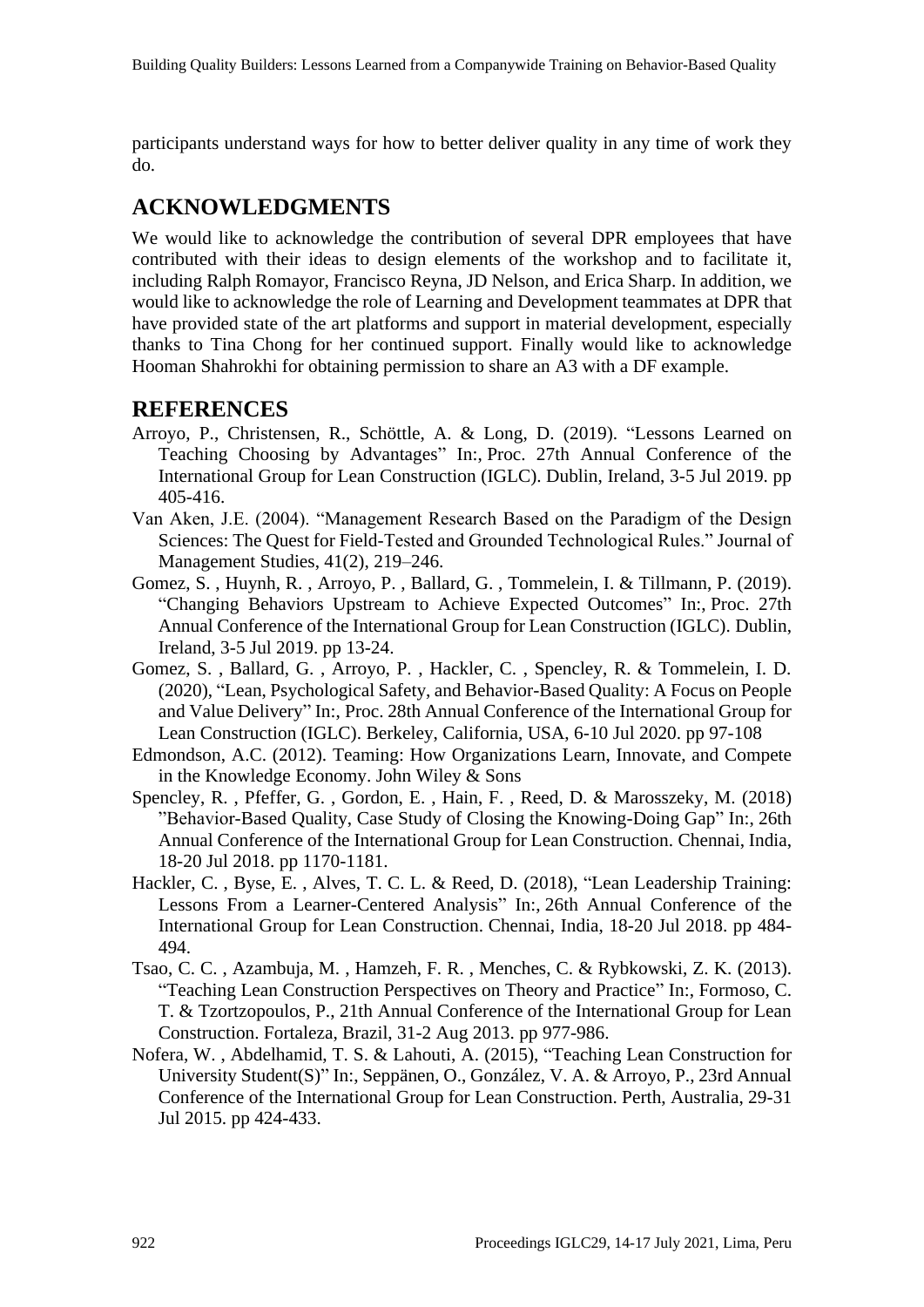participants understand ways for how to better deliver quality in any time of work they do.

## ACKNOWLEDGMENTS

We would like to acknowledge the contribution of several DPR employees that have contributed with their ideas to design elements of the workshop and to facilitate it, including Ralph Romayor, Francisco Reyna, JD Nelson, and Erica Sharp. In addition, we would like to acknowledge the role of Learning and Development teammates at DPR that have provided state of the art platforms and support in material development, especially thanks to Tina Chong for her continued support. Finally would like to acknowledge Hooman Shahrokhi for obtaining permission to share an A3 with a DF example.

## REFERENCES

Arroyo, P., Christensen, R., Schöttle, A. & Long, D. (2019). "Lessons Learned on Teaching Choosing by Advantages" In:, Proc. 27th Annual Conference of the International Group for Lean Construction (IGLC). Dublin, Ireland, 3-5 Jul 2019. pp 405-416.

Van Aken, J.E. (2004). "Management Research Based on the Paradigm of the Design Sciences: The Quest for Field-Tested and Grounded Technological Rules." Journal of Management Studies, 41(2), 219–246.

Gomez, S. , Huynh, R. , Arroyo, P. , Ballard, G. , Tommelein, I. & Tillmann, P. (2019). "Changing Behaviors Upstream to Achieve Expected Outcomes" In:, Proc. 27th Annual Conference of the International Group for Lean Construction (IGLC). Dublin, Ireland, 3-5 Jul 2019. pp 13-24.

Gomez, S. , Ballard, G. , Arroyo, P. , Hackler, C. , Spencley, R. & Tommelein, I. D. (2020), "Lean, Psychological Safety, and Behavior-Based Quality: A Focus on People and Value Delivery" In:, Proc. 28th Annual Conference of the International Group for Lean Construction (IGLC). Berkeley, California, USA, 6-10 Jul 2020. pp 97-108

Edmondson, A.C. (2012). Teaming: How Organizations Learn, Innovate, and Compete in the Knowledge Economy. John Wiley & Sons

Spencley, R. , Pfeffer, G. , Gordon, E. , Hain, F. , Reed, D. & Marosszeky, M. (2018) "Behavior-Based Quality, Case Study of Closing the Knowing-Doing Gap" In:, 26th Annual Conference of the International Group for Lean Construction. Chennai, India, 18-20 Jul 2018. pp 1170-1181.

Hackler, C. , Byse, E. , Alves, T. C. L. & Reed, D. (2018), "Lean Leadership Training: Lessons From a Learner-Centered Analysis" In:, 26th Annual Conference of the International Group for Lean Construction. Chennai, India, 18-20 Jul 2018. pp 484-494.

Tsao, C. C. , Azambuja, M. , Hamzeh, F. R. , Menches, C. & Rybkowski, Z. K. (2013). "Teaching Lean Construction Perspectives on Theory and Practice" In:, Formoso, C. T. & Tzortzopoulos, P., 21th Annual Conference of the International Group for Lean Construction. Fortaleza, Brazil, 31-2 Aug 2013. pp 977-986.

Nofera, W. , Abdelhamid, T. S. & Lahouti, A. (2015), "Teaching Lean Construction for University Student(S)" In:, Seppänen, O., González, V. A. & Arroyo, P., 23rd Annual Conference of the International Group for Lean Construction. Perth, Australia, 29-31 Jul 2015. pp 424-433.